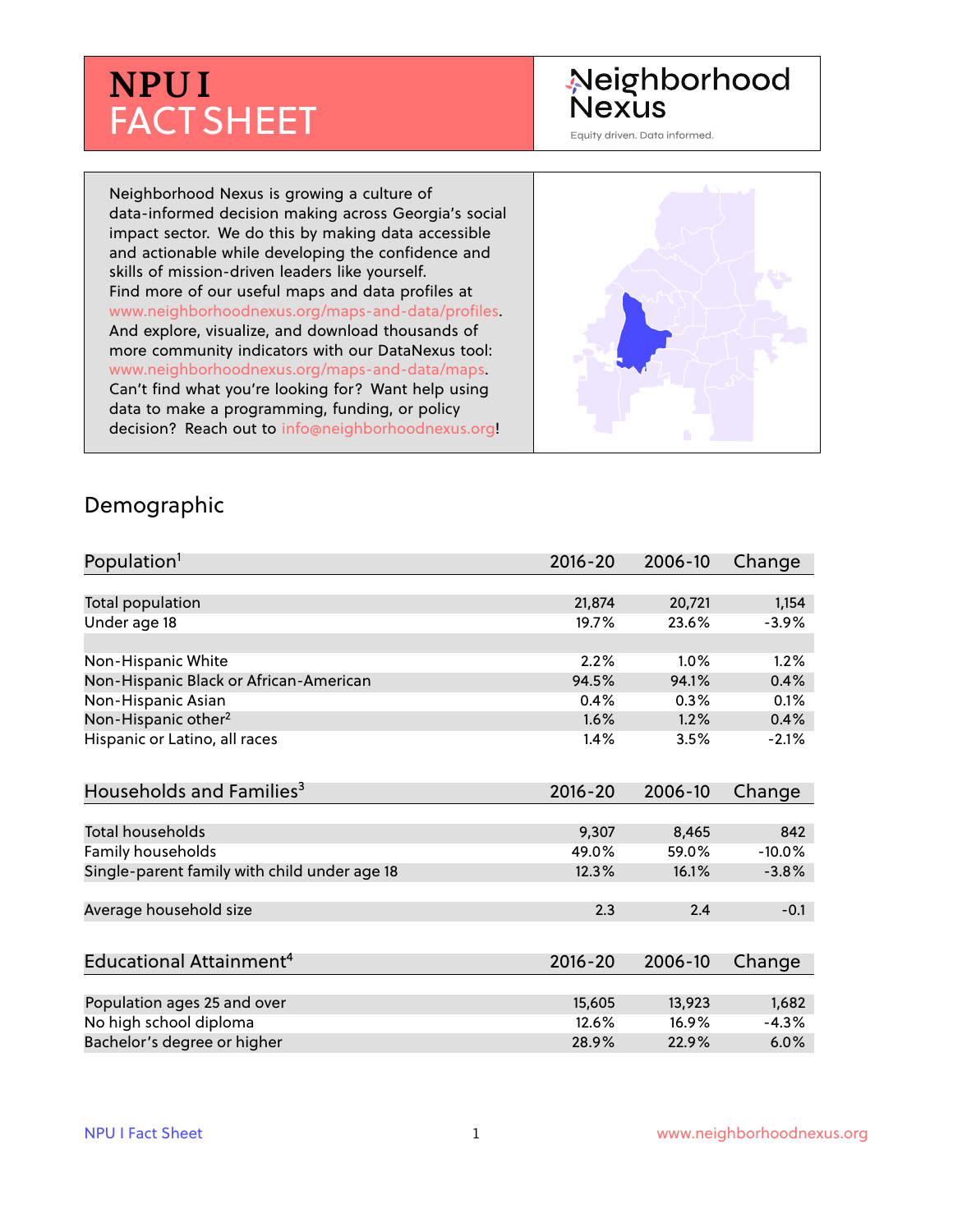# NPU I FACT SHEET

Neighborhood Nexus

Equity driven. Data informed.

Neighborhood Nexus is growing a culture of data-informed decision making across Georgia's social impact sector. We do this by making data accessible and actionable while developing the confidence and skills of mission-driven leaders like yourself. Find more of our useful maps and data profiles at www.neighborhoodnexus.org/maps-and-data/profiles. And explore, visualize, and download thousands of more community indicators with our DataNexus tool: www.neighborhoodnexus.org/maps-and-data/maps. Can't find what you're looking for? Want help using data to make a programming, funding, or policy decision? Reach out to info@neighborhoodnexus.org!

## Demographic

| Population[1] | 2016-20 | 2006-10 | Change |
|---|---|---|---|
| Total population | 21,874 | 20,721 | 1,154 |
| Under age 18 | 19.7% | 23.6% | -3.9% |
| | | | |
| Non-Hispanic White | 2.2% | 1.0% | 1.2% |
| Non-Hispanic Black or African-American | 94.5% | 94.1% | 0.4% |
| Non-Hispanic Asian | 0.4% | 0.3% | 0.1% |
| Non-Hispanic other[2] | 1.6% | 1.2% | 0.4% |
| Hispanic or Latino, all races | 1.4% | 3.5% | -2.1% |

| Households and Families[3] | 2016-20 | 2006-10 | Change |
|---|---|---|---|
| Total households | 9,307 | 8,465 | 842 |
| Family households | 49.0% | 59.0% | -10.0% |
| Single-parent family with child under age 18 | 12.3% | 16.1% | -3.8% |
| | | | |
| Average household size | 2.3 | 2.4 | -0.1 |

| Educational Attainment[4] | 2016-20 | 2006-10 | Change |
|---|---|---|---|
| Population ages 25 and over | 15,605 | 13,923 | 1,682 |
| No high school diploma | 12.6% | 16.9% | -4.3% |
| Bachelor's degree or higher | 28.9% | 22.9% | 6.0% |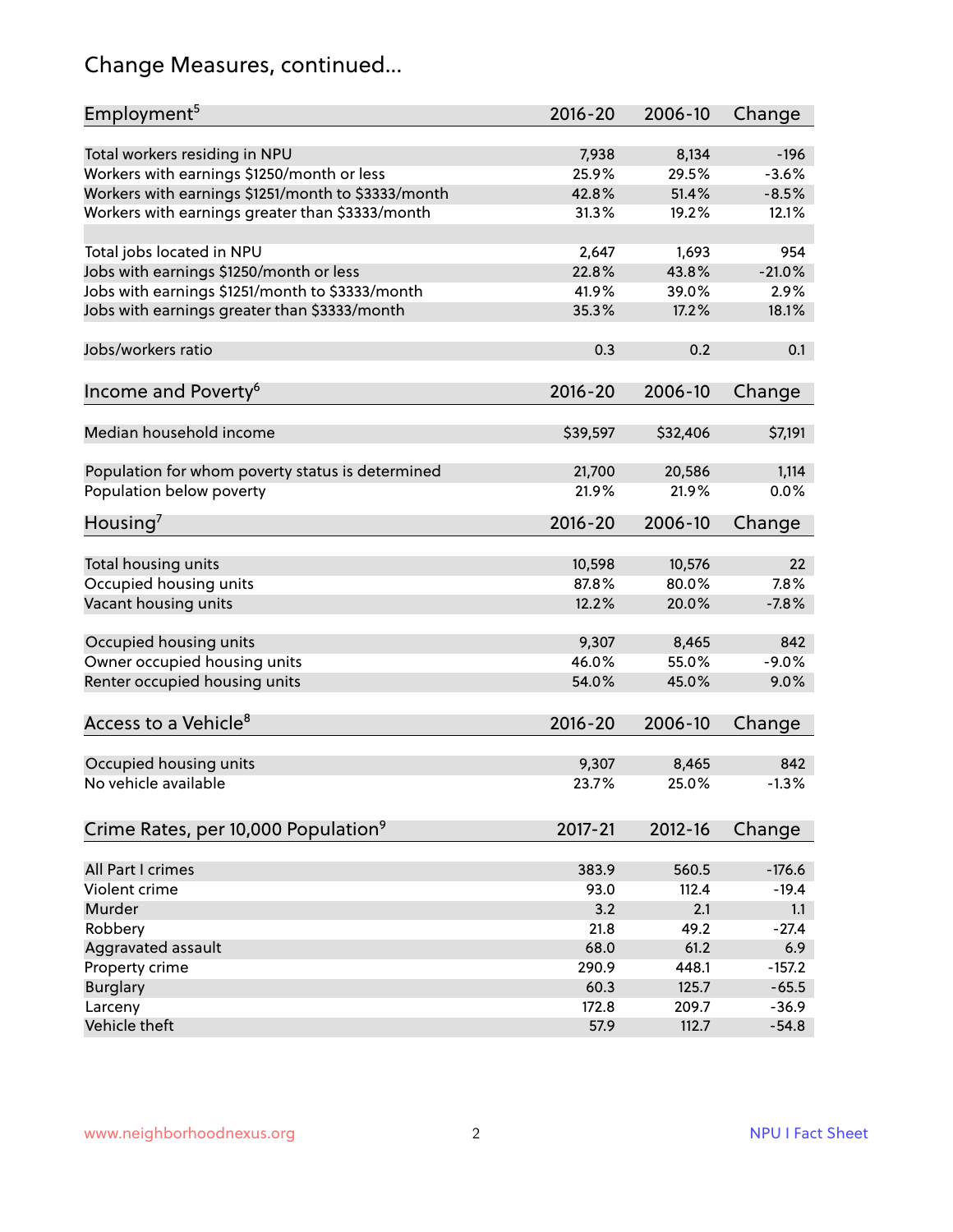## Change Measures, continued...

| Employment[5] | 2016-20 | 2006-10 | Change |
|---|---|---|---|
| Total workers residing in NPU | 7,938 | 8,134 | -196 |
| Workers with earnings $1250/month or less | 25.9% | 29.5% | -3.6% |
| Workers with earnings $1251/month to $3333/month | 42.8% | 51.4% | -8.5% |
| Workers with earnings greater than $3333/month | 31.3% | 19.2% | 12.1% |
| Total jobs located in NPU | 2,647 | 1,693 | 954 |
| Jobs with earnings $1250/month or less | 22.8% | 43.8% | -21.0% |
| Jobs with earnings $1251/month to $3333/month | 41.9% | 39.0% | 2.9% |
| Jobs with earnings greater than $3333/month | 35.3% | 17.2% | 18.1% |
| Jobs/workers ratio | 0.3 | 0.2 | 0.1 |

| Income and Poverty[6] | 2016-20 | 2006-10 | Change |
|---|---|---|---|
| Median household income | $39,597 | $32,406 | $7,191 |
| Population for whom poverty status is determined | 21,700 | 20,586 | 1,114 |
| Population below poverty | 21.9% | 21.9% | 0.0% |

| Housing[7] | 2016-20 | 2006-10 | Change |
|---|---|---|---|
| Total housing units | 10,598 | 10,576 | 22 |
| Occupied housing units | 87.8% | 80.0% | 7.8% |
| Vacant housing units | 12.2% | 20.0% | -7.8% |
| Occupied housing units | 9,307 | 8,465 | 842 |
| Owner occupied housing units | 46.0% | 55.0% | -9.0% |
| Renter occupied housing units | 54.0% | 45.0% | 9.0% |

| Access to a Vehicle[8] | 2016-20 | 2006-10 | Change |
|---|---|---|---|
| Occupied housing units | 9,307 | 8,465 | 842 |
| No vehicle available | 23.7% | 25.0% | -1.3% |

| Crime Rates, per 10,000 Population[9] | 2017-21 | 2012-16 | Change |
|---|---|---|---|
| All Part I crimes | 383.9 | 560.5 | -176.6 |
| Violent crime | 93.0 | 112.4 | -19.4 |
| Murder | 3.2 | 2.1 | 1.1 |
| Robbery | 21.8 | 49.2 | -27.4 |
| Aggravated assault | 68.0 | 61.2 | 6.9 |
| Property crime | 290.9 | 448.1 | -157.2 |
| Burglary | 60.3 | 125.7 | -65.5 |
| Larceny | 172.8 | 209.7 | -36.9 |
| Vehicle theft | 57.9 | 112.7 | -54.8 |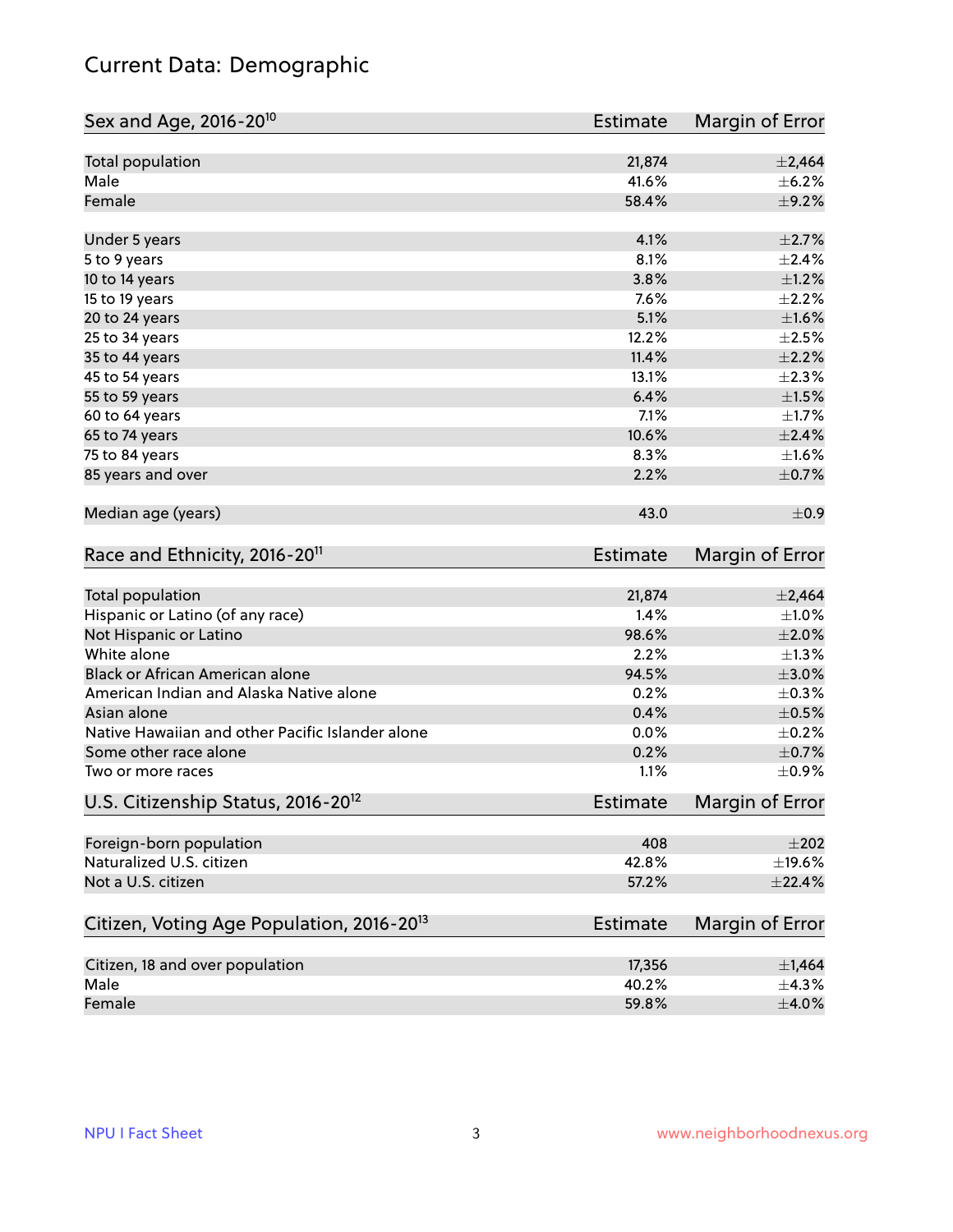# Current Data: Demographic

| Sex and Age, 2016-20[10] | Estimate | Margin of Error |
|---|---|---|
| Total population | 21,874 | ±2,464 |
| Male | 41.6% | ±6.2% |
| Female | 58.4% | ±9.2% |
| Under 5 years | 4.1% | ±2.7% |
| 5 to 9 years | 8.1% | ±2.4% |
| 10 to 14 years | 3.8% | ±1.2% |
| 15 to 19 years | 7.6% | ±2.2% |
| 20 to 24 years | 5.1% | ±1.6% |
| 25 to 34 years | 12.2% | ±2.5% |
| 35 to 44 years | 11.4% | ±2.2% |
| 45 to 54 years | 13.1% | ±2.3% |
| 55 to 59 years | 6.4% | ±1.5% |
| 60 to 64 years | 7.1% | ±1.7% |
| 65 to 74 years | 10.6% | ±2.4% |
| 75 to 84 years | 8.3% | ±1.6% |
| 85 years and over | 2.2% | ±0.7% |
| Median age (years) | 43.0 | ±0.9 |

| Race and Ethnicity, 2016-20[11] | Estimate | Margin of Error |
|---|---|---|
| Total population | 21,874 | ±2,464 |
| Hispanic or Latino (of any race) | 1.4% | ±1.0% |
| Not Hispanic or Latino | 98.6% | ±2.0% |
| White alone | 2.2% | ±1.3% |
| Black or African American alone | 94.5% | ±3.0% |
| American Indian and Alaska Native alone | 0.2% | ±0.3% |
| Asian alone | 0.4% | ±0.5% |
| Native Hawaiian and other Pacific Islander alone | 0.0% | ±0.2% |
| Some other race alone | 0.2% | ±0.7% |
| Two or more races | 1.1% | ±0.9% |

| U.S. Citizenship Status, 2016-20[12] | Estimate | Margin of Error |
|---|---|---|
| Foreign-born population | 408 | ±202 |
| Naturalized U.S. citizen | 42.8% | ±19.6% |
| Not a U.S. citizen | 57.2% | ±22.4% |

| Citizen, Voting Age Population, 2016-20[13] | Estimate | Margin of Error |
|---|---|---|
| Citizen, 18 and over population | 17,356 | ±1,464 |
| Male | 40.2% | ±4.3% |
| Female | 59.8% | ±4.0% |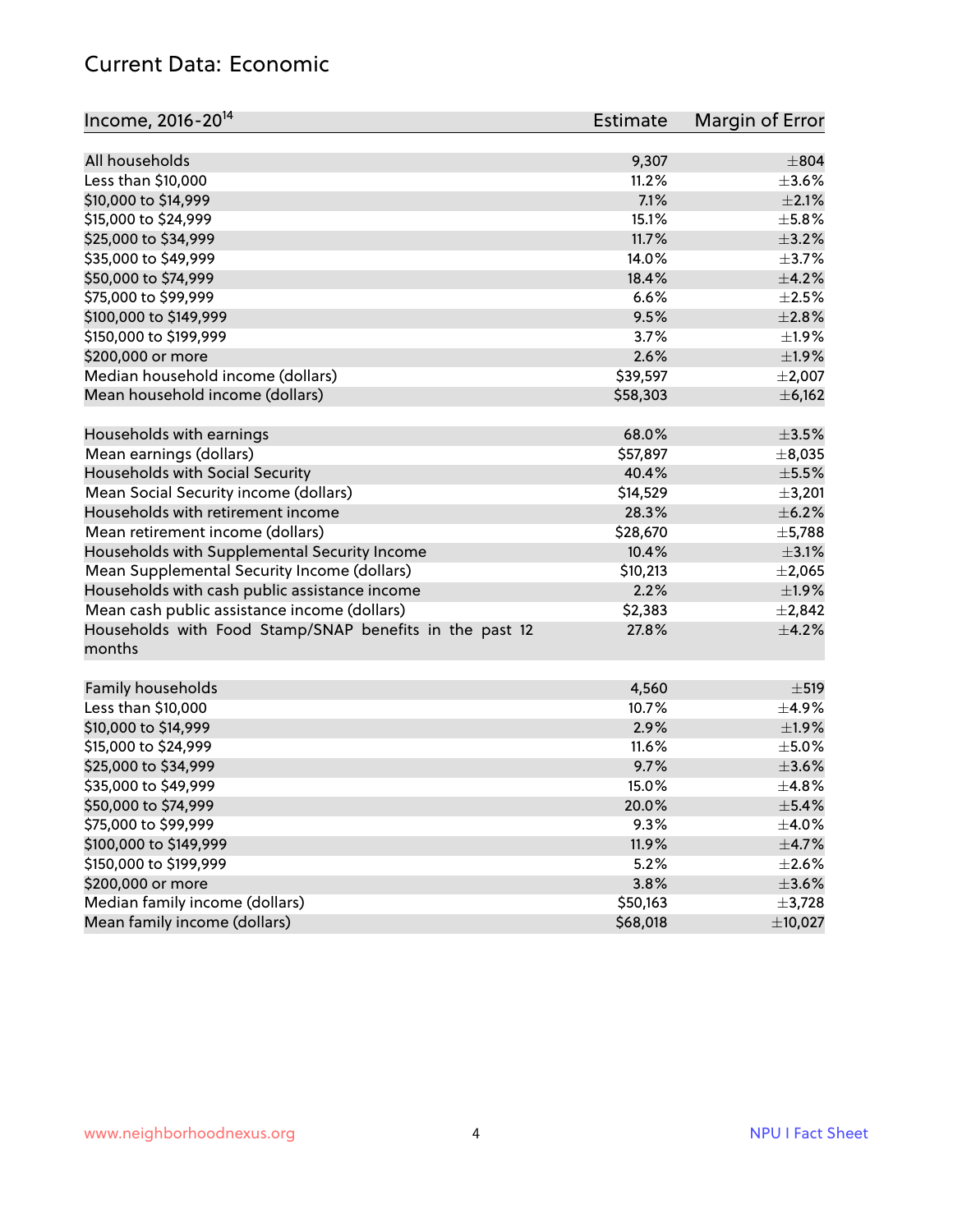## Current Data: Economic

| Income, 2016-20[14] | Estimate | Margin of Error |
|---|---|---|
| All households | 9,307 | ±804 |
| Less than $10,000 | 11.2% | ±3.6% |
| $10,000 to $14,999 | 7.1% | ±2.1% |
| $15,000 to $24,999 | 15.1% | ±5.8% |
| $25,000 to $34,999 | 11.7% | ±3.2% |
| $35,000 to $49,999 | 14.0% | ±3.7% |
| $50,000 to $74,999 | 18.4% | ±4.2% |
| $75,000 to $99,999 | 6.6% | ±2.5% |
| $100,000 to $149,999 | 9.5% | ±2.8% |
| $150,000 to $199,999 | 3.7% | ±1.9% |
| $200,000 or more | 2.6% | ±1.9% |
| Median household income (dollars) | $39,597 | ±2,007 |
| Mean household income (dollars) | $58,303 | ±6,162 |
| | | |
| Households with earnings | 68.0% | ±3.5% |
| Mean earnings (dollars) | $57,897 | ±8,035 |
| Households with Social Security | 40.4% | ±5.5% |
| Mean Social Security income (dollars) | $14,529 | ±3,201 |
| Households with retirement income | 28.3% | ±6.2% |
| Mean retirement income (dollars) | $28,670 | ±5,788 |
| Households with Supplemental Security Income | 10.4% | ±3.1% |
| Mean Supplemental Security Income (dollars) | $10,213 | ±2,065 |
| Households with cash public assistance income | 2.2% | ±1.9% |
| Mean cash public assistance income (dollars) | $2,383 | ±2,842 |
| Households with Food Stamp/SNAP benefits in the past 12 months | 27.8% | ±4.2% |
| | | |
| Family households | 4,560 | ±519 |
| Less than $10,000 | 10.7% | ±4.9% |
| $10,000 to $14,999 | 2.9% | ±1.9% |
| $15,000 to $24,999 | 11.6% | ±5.0% |
| $25,000 to $34,999 | 9.7% | ±3.6% |
| $35,000 to $49,999 | 15.0% | ±4.8% |
| $50,000 to $74,999 | 20.0% | ±5.4% |
| $75,000 to $99,999 | 9.3% | ±4.0% |
| $100,000 to $149,999 | 11.9% | ±4.7% |
| $150,000 to $199,999 | 5.2% | ±2.6% |
| $200,000 or more | 3.8% | ±3.6% |
| Median family income (dollars) | $50,163 | ±3,728 |
| Mean family income (dollars) | $68,018 | ±10,027 |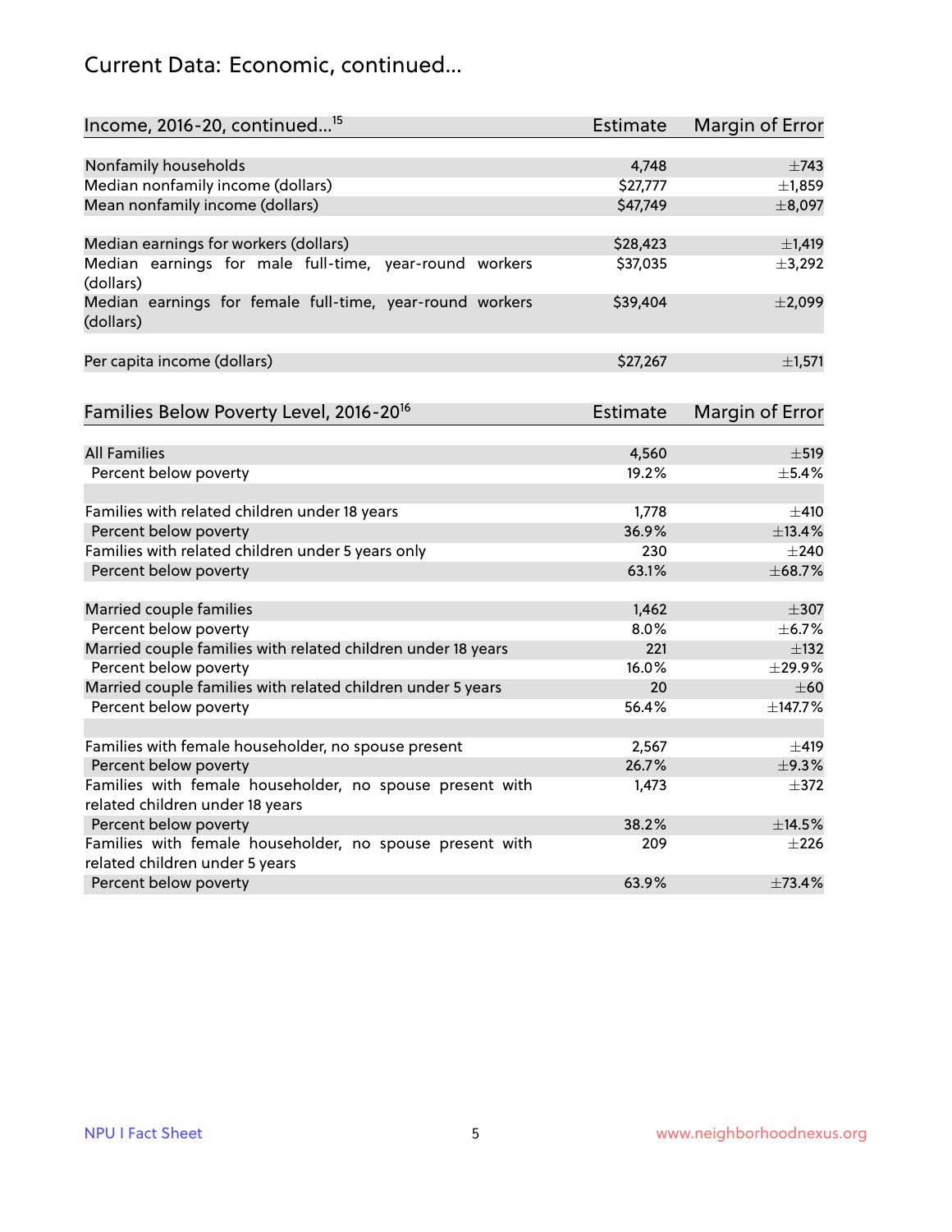# Current Data: Economic, continued...

| Income, 2016-20, continued...[15] | Estimate | Margin of Error |
|---|---|---|
| Nonfamily households | 4,748 | ±743 |
| Median nonfamily income (dollars) | $27,777 | ±1,859 |
| Mean nonfamily income (dollars) | $47,749 | ±8,097 |
| Median earnings for workers (dollars) | $28,423 | ±1,419 |
| Median earnings for male full-time, year-round workers (dollars) | $37,035 | ±3,292 |
| Median earnings for female full-time, year-round workers (dollars) | $39,404 | ±2,099 |
| Per capita income (dollars) | $27,267 | ±1,571 |

| Families Below Poverty Level, 2016-20[16] | Estimate | Margin of Error |
|---|---|---|
| All Families | 4,560 | ±519 |
| Percent below poverty | 19.2% | ±5.4% |
| Families with related children under 18 years | 1,778 | ±410 |
| Percent below poverty | 36.9% | ±13.4% |
| Families with related children under 5 years only | 230 | ±240 |
| Percent below poverty | 63.1% | ±68.7% |
| Married couple families | 1,462 | ±307 |
| Percent below poverty | 8.0% | ±6.7% |
| Married couple families with related children under 18 years | 221 | ±132 |
| Percent below poverty | 16.0% | ±29.9% |
| Married couple families with related children under 5 years | 20 | ±60 |
| Percent below poverty | 56.4% | ±147.7% |
| Families with female householder, no spouse present | 2,567 | ±419 |
| Percent below poverty | 26.7% | ±9.3% |
| Families with female householder, no spouse present with related children under 18 years | 1,473 | ±372 |
| Percent below poverty | 38.2% | ±14.5% |
| Families with female householder, no spouse present with related children under 5 years | 209 | ±226 |
| Percent below poverty | 63.9% | ±73.4% |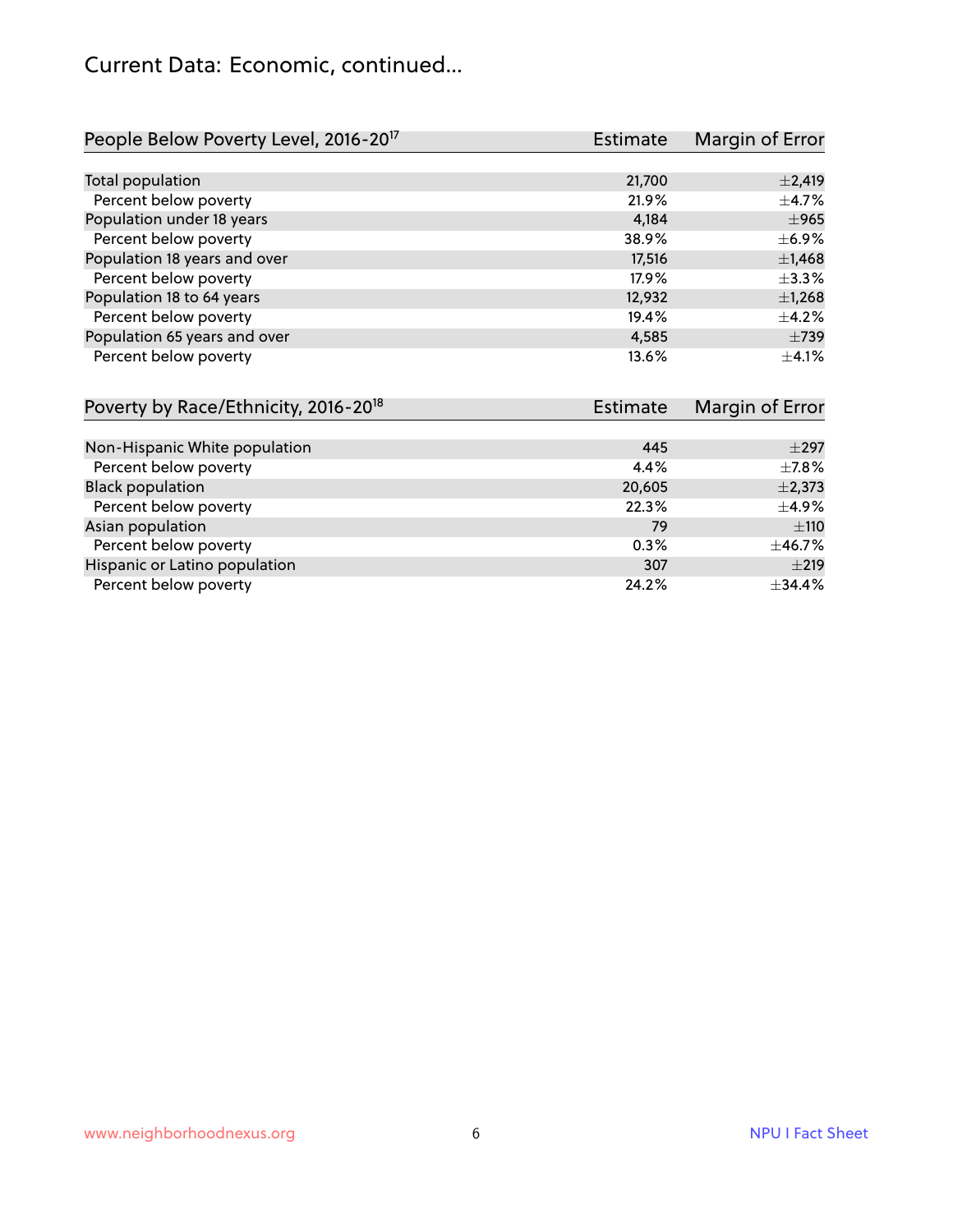# Current Data: Economic, continued...

| People Below Poverty Level, 2016-20[17] | Estimate | Margin of Error |
|---|---|---|
| Total population | 21,700 | ±2,419 |
| Percent below poverty | 21.9% | ±4.7% |
| Population under 18 years | 4,184 | ±965 |
| Percent below poverty | 38.9% | ±6.9% |
| Population 18 years and over | 17,516 | ±1,468 |
| Percent below poverty | 17.9% | ±3.3% |
| Population 18 to 64 years | 12,932 | ±1,268 |
| Percent below poverty | 19.4% | ±4.2% |
| Population 65 years and over | 4,585 | ±739 |
| Percent below poverty | 13.6% | ±4.1% |

| Poverty by Race/Ethnicity, 2016-20[18] | Estimate | Margin of Error |
|---|---|---|
| Non-Hispanic White population | 445 | ±297 |
| Percent below poverty | 4.4% | ±7.8% |
| Black population | 20,605 | ±2,373 |
| Percent below poverty | 22.3% | ±4.9% |
| Asian population | 79 | ±110 |
| Percent below poverty | 0.3% | ±46.7% |
| Hispanic or Latino population | 307 | ±219 |
| Percent below poverty | 24.2% | ±34.4% |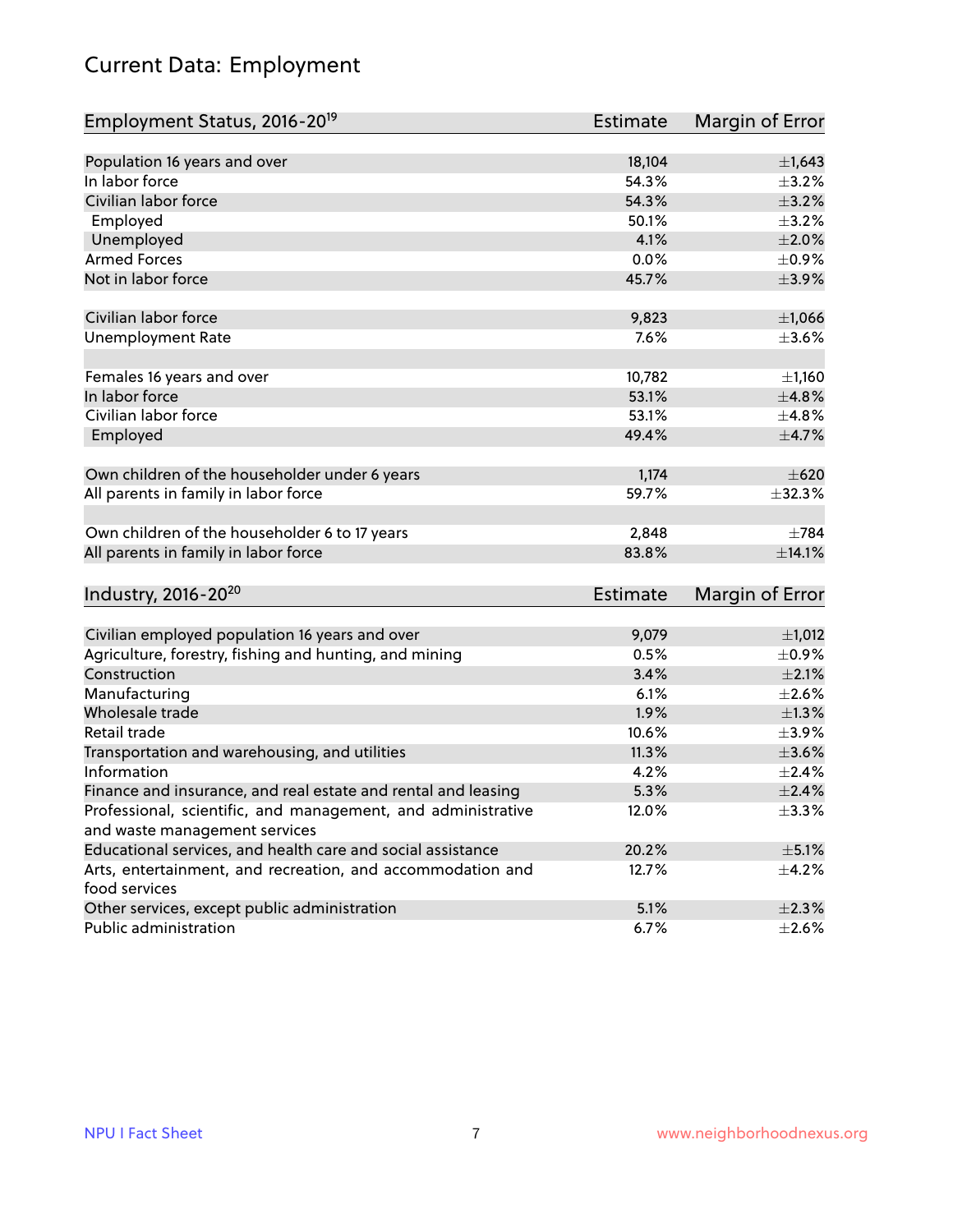# Current Data: Employment

| Employment Status, 2016-20[19] | Estimate | Margin of Error |
|---|---|---|
| Population 16 years and over | 18,104 | ±1,643 |
| In labor force | 54.3% | ±3.2% |
| Civilian labor force | 54.3% | ±3.2% |
| Employed | 50.1% | ±3.2% |
| Unemployed | 4.1% | ±2.0% |
| Armed Forces | 0.0% | ±0.9% |
| Not in labor force | 45.7% | ±3.9% |
| | | |
| Civilian labor force | 9,823 | ±1,066 |
| Unemployment Rate | 7.6% | ±3.6% |
| | | |
| Females 16 years and over | 10,782 | ±1,160 |
| In labor force | 53.1% | ±4.8% |
| Civilian labor force | 53.1% | ±4.8% |
| Employed | 49.4% | ±4.7% |
| | | |
| Own children of the householder under 6 years | 1,174 | ±620 |
| All parents in family in labor force | 59.7% | ±32.3% |
| | | |
| Own children of the householder 6 to 17 years | 2,848 | ±784 |
| All parents in family in labor force | 83.8% | ±14.1% |

| Industry, 2016-20[20] | Estimate | Margin of Error |
|---|---|---|
| Civilian employed population 16 years and over | 9,079 | ±1,012 |
| Agriculture, forestry, fishing and hunting, and mining | 0.5% | ±0.9% |
| Construction | 3.4% | ±2.1% |
| Manufacturing | 6.1% | ±2.6% |
| Wholesale trade | 1.9% | ±1.3% |
| Retail trade | 10.6% | ±3.9% |
| Transportation and warehousing, and utilities | 11.3% | ±3.6% |
| Information | 4.2% | ±2.4% |
| Finance and insurance, and real estate and rental and leasing | 5.3% | ±2.4% |
| Professional, scientific, and management, and administrative and waste management services | 12.0% | ±3.3% |
| Educational services, and health care and social assistance | 20.2% | ±5.1% |
| Arts, entertainment, and recreation, and accommodation and food services | 12.7% | ±4.2% |
| Other services, except public administration | 5.1% | ±2.3% |
| Public administration | 6.7% | ±2.6% |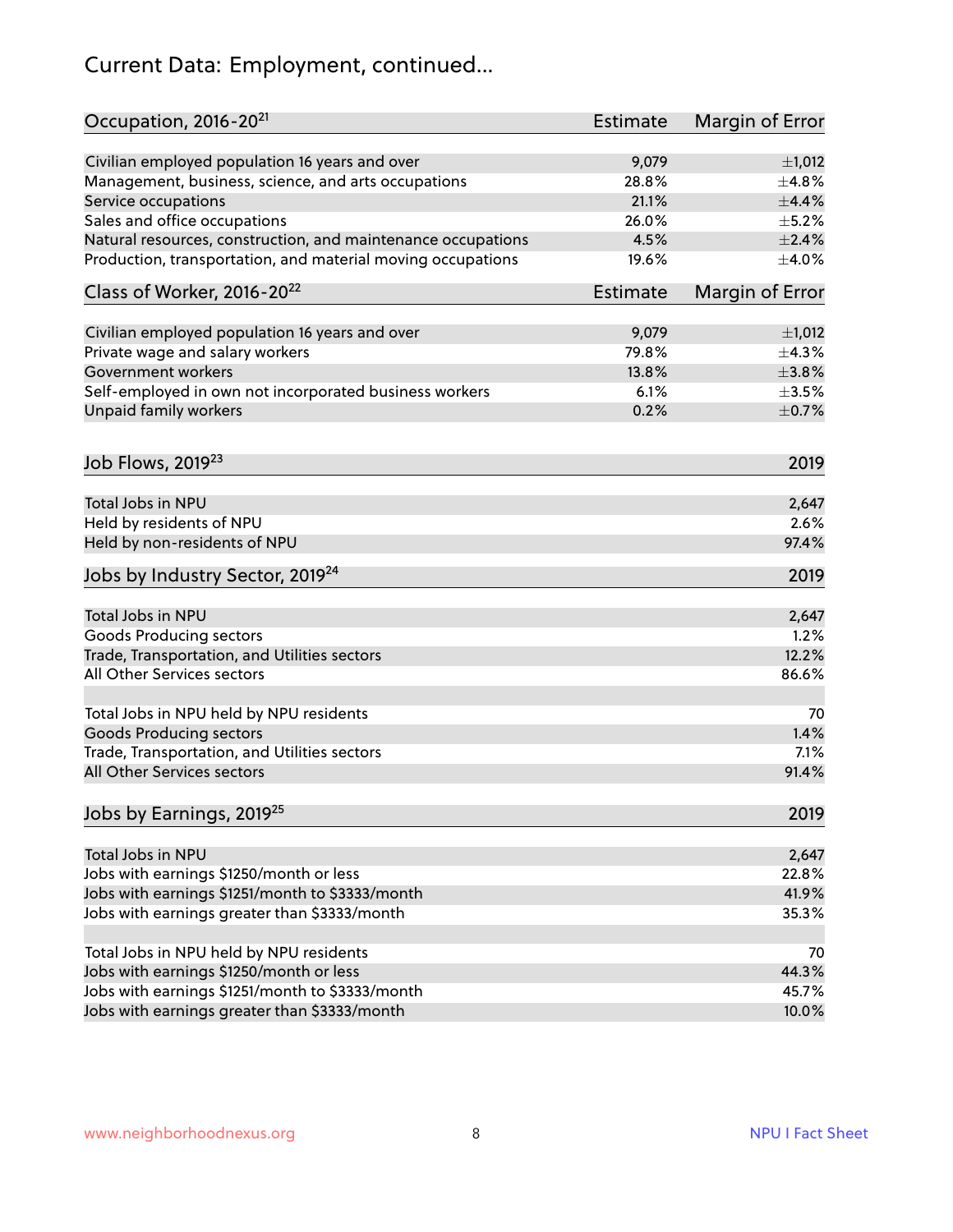# Current Data: Employment, continued...

| Occupation, 2016-20[21] | Estimate | Margin of Error |
|---|---|---|
| Civilian employed population 16 years and over | 9,079 | ±1,012 |
| Management, business, science, and arts occupations | 28.8% | ±4.8% |
| Service occupations | 21.1% | ±4.4% |
| Sales and office occupations | 26.0% | ±5.2% |
| Natural resources, construction, and maintenance occupations | 4.5% | ±2.4% |
| Production, transportation, and material moving occupations | 19.6% | ±4.0% |

| Class of Worker, 2016-20[22] | Estimate | Margin of Error |
|---|---|---|
| Civilian employed population 16 years and over | 9,079 | ±1,012 |
| Private wage and salary workers | 79.8% | ±4.3% |
| Government workers | 13.8% | ±3.8% |
| Self-employed in own not incorporated business workers | 6.1% | ±3.5% |
| Unpaid family workers | 0.2% | ±0.7% |

| Job Flows, 2019[23] | 2019 |
|---|---|
| Total Jobs in NPU | 2,647 |
| Held by residents of NPU | 2.6% |
| Held by non-residents of NPU | 97.4% |

| Jobs by Industry Sector, 2019[24] | 2019 |
|---|---|
| Total Jobs in NPU | 2,647 |
| Goods Producing sectors | 1.2% |
| Trade, Transportation, and Utilities sectors | 12.2% |
| All Other Services sectors | 86.6% |
| | |
| Total Jobs in NPU held by NPU residents | 70 |
| Goods Producing sectors | 1.4% |
| Trade, Transportation, and Utilities sectors | 7.1% |
| All Other Services sectors | 91.4% |

| Jobs by Earnings, 2019[25] | 2019 |
|---|---|
| Total Jobs in NPU | 2,647 |
| Jobs with earnings $1250/month or less | 22.8% |
| Jobs with earnings $1251/month to $3333/month | 41.9% |
| Jobs with earnings greater than $3333/month | 35.3% |
| | |
| Total Jobs in NPU held by NPU residents | 70 |
| Jobs with earnings $1250/month or less | 44.3% |
| Jobs with earnings $1251/month to $3333/month | 45.7% |
| Jobs with earnings greater than $3333/month | 10.0% |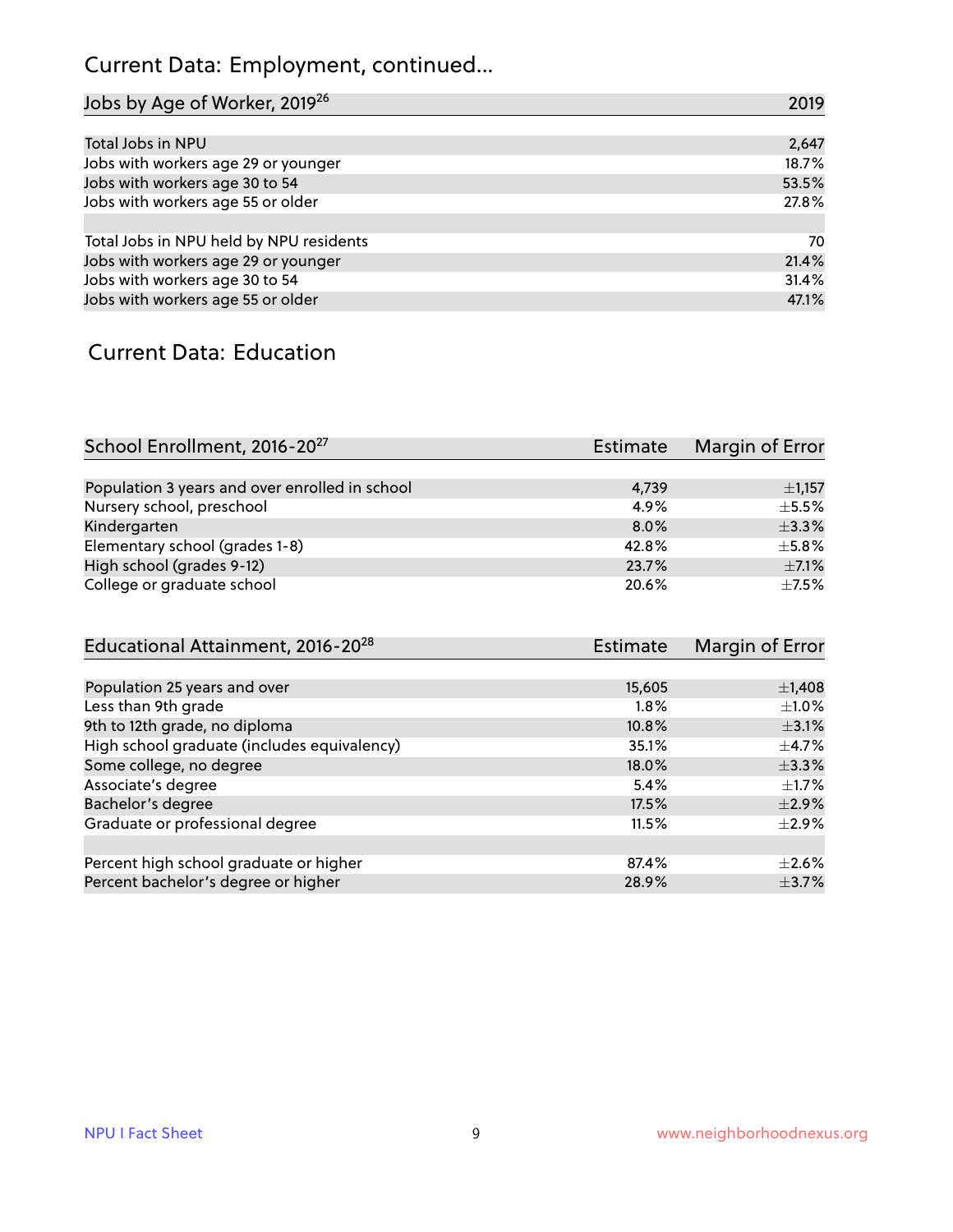## Current Data: Employment, continued...

| Jobs by Age of Worker, 2019[26] | 2019 |
|---|---|
| Total Jobs in NPU | 2,647 |
| Jobs with workers age 29 or younger | 18.7% |
| Jobs with workers age 30 to 54 | 53.5% |
| Jobs with workers age 55 or older | 27.8% |
| | |
| Total Jobs in NPU held by NPU residents | 70 |
| Jobs with workers age 29 or younger | 21.4% |
| Jobs with workers age 30 to 54 | 31.4% |
| Jobs with workers age 55 or older | 47.1% |

## Current Data: Education

| School Enrollment, 2016-20[27] | Estimate | Margin of Error |
|---|---|---|
| Population 3 years and over enrolled in school | 4,739 | ±1,157 |
| Nursery school, preschool | 4.9% | ±5.5% |
| Kindergarten | 8.0% | ±3.3% |
| Elementary school (grades 1-8) | 42.8% | ±5.8% |
| High school (grades 9-12) | 23.7% | ±7.1% |
| College or graduate school | 20.6% | ±7.5% |

| Educational Attainment, 2016-20[28] | Estimate | Margin of Error |
|---|---|---|
| Population 25 years and over | 15,605 | ±1,408 |
| Less than 9th grade | 1.8% | ±1.0% |
| 9th to 12th grade, no diploma | 10.8% | ±3.1% |
| High school graduate (includes equivalency) | 35.1% | ±4.7% |
| Some college, no degree | 18.0% | ±3.3% |
| Associate's degree | 5.4% | ±1.7% |
| Bachelor's degree | 17.5% | ±2.9% |
| Graduate or professional degree | 11.5% | ±2.9% |
| | | |
| Percent high school graduate or higher | 87.4% | ±2.6% |
| Percent bachelor's degree or higher | 28.9% | ±3.7% |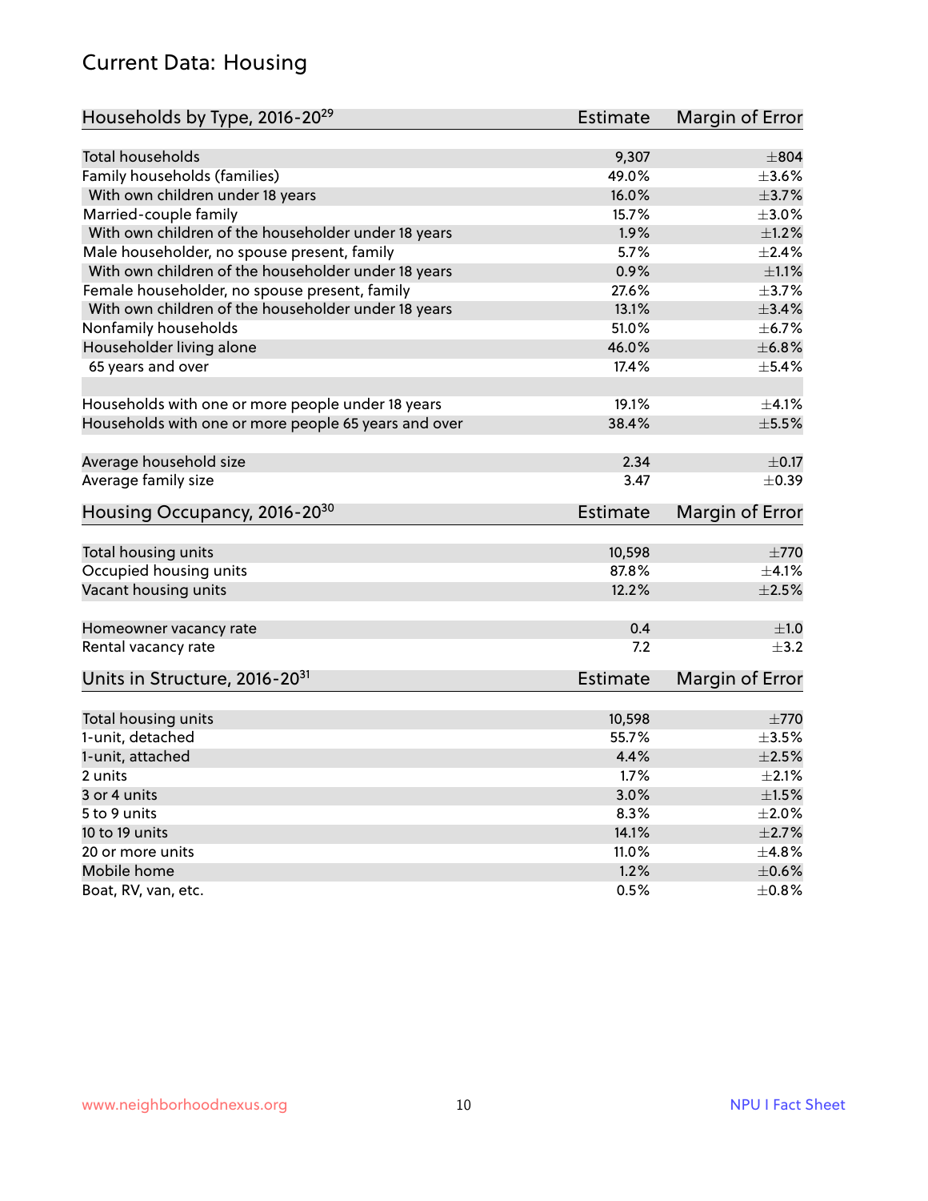## Current Data: Housing

| Households by Type, 2016-20[29] | Estimate | Margin of Error |
|---|---|---|
| Total households | 9,307 | ±804 |
| Family households (families) | 49.0% | ±3.6% |
| With own children under 18 years | 16.0% | ±3.7% |
| Married-couple family | 15.7% | ±3.0% |
| With own children of the householder under 18 years | 1.9% | ±1.2% |
| Male householder, no spouse present, family | 5.7% | ±2.4% |
| With own children of the householder under 18 years | 0.9% | ±1.1% |
| Female householder, no spouse present, family | 27.6% | ±3.7% |
| With own children of the householder under 18 years | 13.1% | ±3.4% |
| Nonfamily households | 51.0% | ±6.7% |
| Householder living alone | 46.0% | ±6.8% |
| 65 years and over | 17.4% | ±5.4% |
| | | |
| Households with one or more people under 18 years | 19.1% | ±4.1% |
| Households with one or more people 65 years and over | 38.4% | ±5.5% |
| | | |
| Average household size | 2.34 | ±0.17 |
| Average family size | 3.47 | ±0.39 |

| Housing Occupancy, 2016-20[30] | Estimate | Margin of Error |
|---|---|---|
| Total housing units | 10,598 | ±770 |
| Occupied housing units | 87.8% | ±4.1% |
| Vacant housing units | 12.2% | ±2.5% |
| | | |
| Homeowner vacancy rate | 0.4 | ±1.0 |
| Rental vacancy rate | 7.2 | ±3.2 |

| Units in Structure, 2016-20[31] | Estimate | Margin of Error |
|---|---|---|
| Total housing units | 10,598 | ±770 |
| 1-unit, detached | 55.7% | ±3.5% |
| 1-unit, attached | 4.4% | ±2.5% |
| 2 units | 1.7% | ±2.1% |
| 3 or 4 units | 3.0% | ±1.5% |
| 5 to 9 units | 8.3% | ±2.0% |
| 10 to 19 units | 14.1% | ±2.7% |
| 20 or more units | 11.0% | ±4.8% |
| Mobile home | 1.2% | ±0.6% |
| Boat, RV, van, etc. | 0.5% | ±0.8% |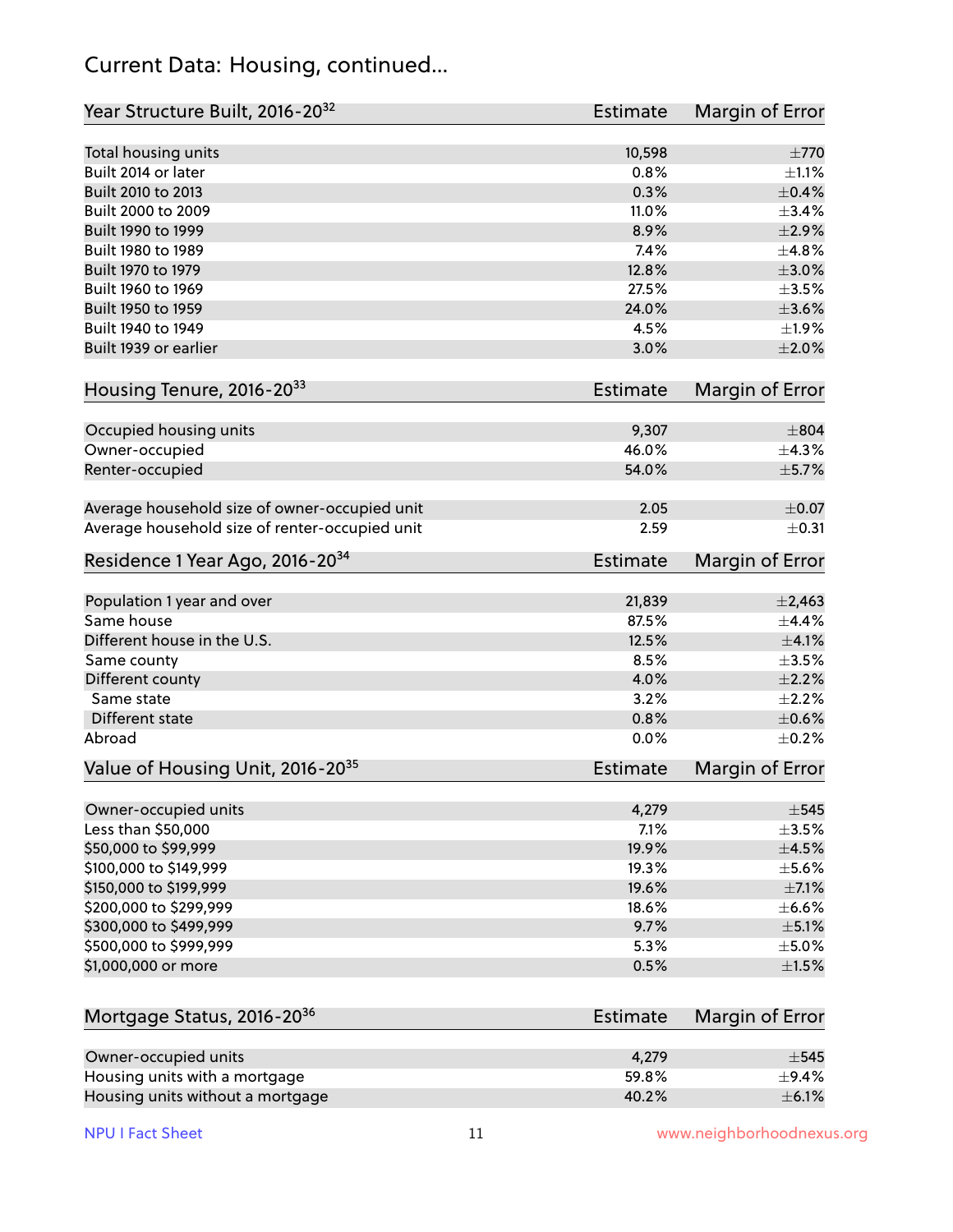## Current Data: Housing, continued...

| Year Structure Built, 2016-20[32] | Estimate | Margin of Error |
|---|---|---|
| Total housing units | 10,598 | ±770 |
| Built 2014 or later | 0.8% | ±1.1% |
| Built 2010 to 2013 | 0.3% | ±0.4% |
| Built 2000 to 2009 | 11.0% | ±3.4% |
| Built 1990 to 1999 | 8.9% | ±2.9% |
| Built 1980 to 1989 | 7.4% | ±4.8% |
| Built 1970 to 1979 | 12.8% | ±3.0% |
| Built 1960 to 1969 | 27.5% | ±3.5% |
| Built 1950 to 1959 | 24.0% | ±3.6% |
| Built 1940 to 1949 | 4.5% | ±1.9% |
| Built 1939 or earlier | 3.0% | ±2.0% |

| Housing Tenure, 2016-20[33] | Estimate | Margin of Error |
|---|---|---|
| Occupied housing units | 9,307 | ±804 |
| Owner-occupied | 46.0% | ±4.3% |
| Renter-occupied | 54.0% | ±5.7% |
| Average household size of owner-occupied unit | 2.05 | ±0.07 |
| Average household size of renter-occupied unit | 2.59 | ±0.31 |

| Residence 1 Year Ago, 2016-20[34] | Estimate | Margin of Error |
|---|---|---|
| Population 1 year and over | 21,839 | ±2,463 |
| Same house | 87.5% | ±4.4% |
| Different house in the U.S. | 12.5% | ±4.1% |
| Same county | 8.5% | ±3.5% |
| Different county | 4.0% | ±2.2% |
| Same state | 3.2% | ±2.2% |
| Different state | 0.8% | ±0.6% |
| Abroad | 0.0% | ±0.2% |

| Value of Housing Unit, 2016-20[35] | Estimate | Margin of Error |
|---|---|---|
| Owner-occupied units | 4,279 | ±545 |
| Less than $50,000 | 7.1% | ±3.5% |
| $50,000 to $99,999 | 19.9% | ±4.5% |
| $100,000 to $149,999 | 19.3% | ±5.6% |
| $150,000 to $199,999 | 19.6% | ±7.1% |
| $200,000 to $299,999 | 18.6% | ±6.6% |
| $300,000 to $499,999 | 9.7% | ±5.1% |
| $500,000 to $999,999 | 5.3% | ±5.0% |
| $1,000,000 or more | 0.5% | ±1.5% |

| Mortgage Status, 2016-20[36] | Estimate | Margin of Error |
|---|---|---|
| Owner-occupied units | 4,279 | ±545 |
| Housing units with a mortgage | 59.8% | ±9.4% |
| Housing units without a mortgage | 40.2% | ±6.1% |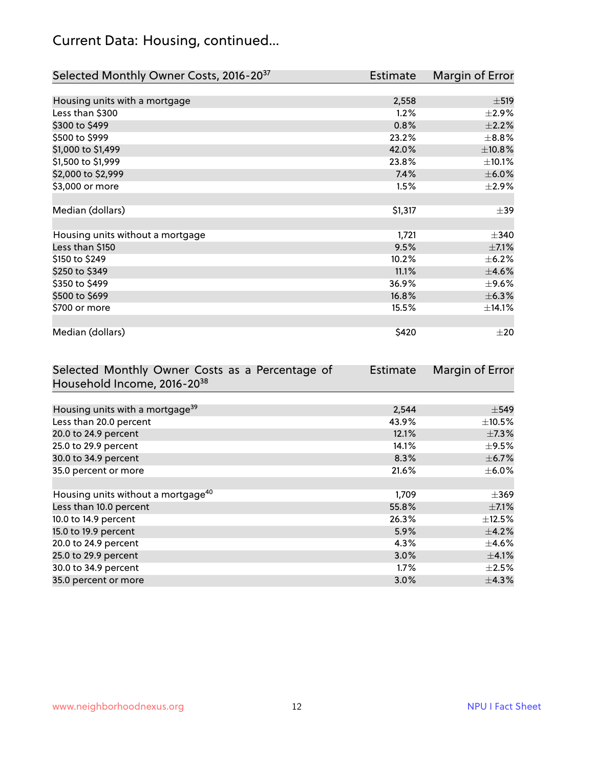## Current Data: Housing, continued...

| Selected Monthly Owner Costs, 2016-20[37] | Estimate | Margin of Error |
|---|---|---|
| Housing units with a mortgage | 2,558 | ±519 |
| Less than $300 | 1.2% | ±2.9% |
| $300 to $499 | 0.8% | ±2.2% |
| $500 to $999 | 23.2% | ±8.8% |
| $1,000 to $1,499 | 42.0% | ±10.8% |
| $1,500 to $1,999 | 23.8% | ±10.1% |
| $2,000 to $2,999 | 7.4% | ±6.0% |
| $3,000 or more | 1.5% | ±2.9% |
| | | |
| Median (dollars) | $1,317 | ±39 |
| | | |
| Housing units without a mortgage | 1,721 | ±340 |
| Less than $150 | 9.5% | ±7.1% |
| $150 to $249 | 10.2% | ±6.2% |
| $250 to $349 | 11.1% | ±4.6% |
| $350 to $499 | 36.9% | ±9.6% |
| $500 to $699 | 16.8% | ±6.3% |
| $700 or more | 15.5% | ±14.1% |
| | | |
| Median (dollars) | $420 | ±20 |

| Selected Monthly Owner Costs as a Percentage of Household Income, 2016-20[38] | Estimate | Margin of Error |
|---|---|---|
| Housing units with a mortgage[39] | 2,544 | ±549 |
| Less than 20.0 percent | 43.9% | ±10.5% |
| 20.0 to 24.9 percent | 12.1% | ±7.3% |
| 25.0 to 29.9 percent | 14.1% | ±9.5% |
| 30.0 to 34.9 percent | 8.3% | ±6.7% |
| 35.0 percent or more | 21.6% | ±6.0% |
| | | |
| Housing units without a mortgage[40] | 1,709 | ±369 |
| Less than 10.0 percent | 55.8% | ±7.1% |
| 10.0 to 14.9 percent | 26.3% | ±12.5% |
| 15.0 to 19.9 percent | 5.9% | ±4.2% |
| 20.0 to 24.9 percent | 4.3% | ±4.6% |
| 25.0 to 29.9 percent | 3.0% | ±4.1% |
| 30.0 to 34.9 percent | 1.7% | ±2.5% |
| 35.0 percent or more | 3.0% | ±4.3% |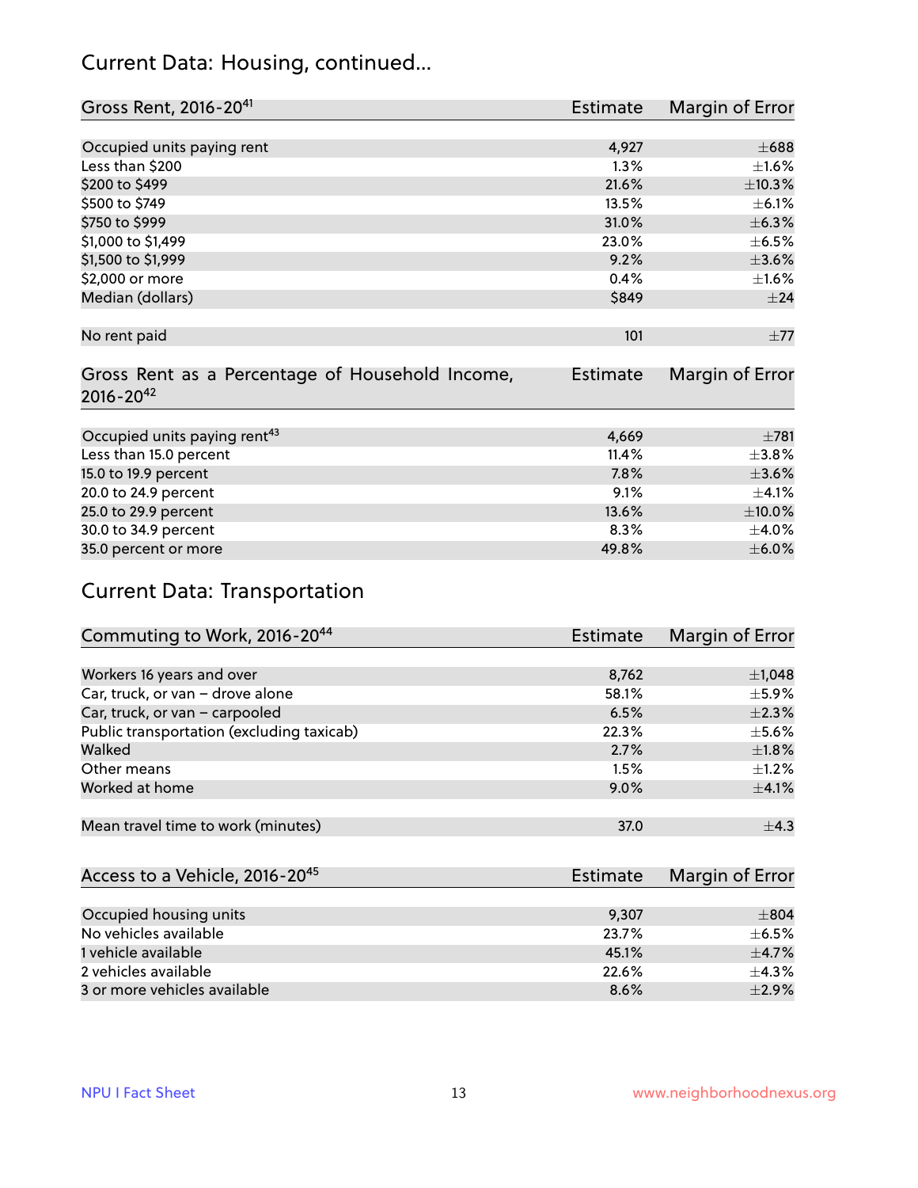## Current Data: Housing, continued...

| Gross Rent, 2016-20[41] | Estimate | Margin of Error |
|---|---|---|
| Occupied units paying rent | 4,927 | ±688 |
| Less than $200 | 1.3% | ±1.6% |
| $200 to $499 | 21.6% | ±10.3% |
| $500 to $749 | 13.5% | ±6.1% |
| $750 to $999 | 31.0% | ±6.3% |
| $1,000 to $1,499 | 23.0% | ±6.5% |
| $1,500 to $1,999 | 9.2% | ±3.6% |
| $2,000 or more | 0.4% | ±1.6% |
| Median (dollars) | $849 | ±24 |
| No rent paid | 101 | ±77 |

| Gross Rent as a Percentage of Household Income, 2016-20[42] | Estimate | Margin of Error |
|---|---|---|
| Occupied units paying rent[43] | 4,669 | ±781 |
| Less than 15.0 percent | 11.4% | ±3.8% |
| 15.0 to 19.9 percent | 7.8% | ±3.6% |
| 20.0 to 24.9 percent | 9.1% | ±4.1% |
| 25.0 to 29.9 percent | 13.6% | ±10.0% |
| 30.0 to 34.9 percent | 8.3% | ±4.0% |
| 35.0 percent or more | 49.8% | ±6.0% |

## Current Data: Transportation

| Commuting to Work, 2016-20[44] | Estimate | Margin of Error |
|---|---|---|
| Workers 16 years and over | 8,762 | ±1,048 |
| Car, truck, or van – drove alone | 58.1% | ±5.9% |
| Car, truck, or van – carpooled | 6.5% | ±2.3% |
| Public transportation (excluding taxicab) | 22.3% | ±5.6% |
| Walked | 2.7% | ±1.8% |
| Other means | 1.5% | ±1.2% |
| Worked at home | 9.0% | ±4.1% |
| Mean travel time to work (minutes) | 37.0 | ±4.3 |

| Access to a Vehicle, 2016-20[45] | Estimate | Margin of Error |
|---|---|---|
| Occupied housing units | 9,307 | ±804 |
| No vehicles available | 23.7% | ±6.5% |
| 1 vehicle available | 45.1% | ±4.7% |
| 2 vehicles available | 22.6% | ±4.3% |
| 3 or more vehicles available | 8.6% | ±2.9% |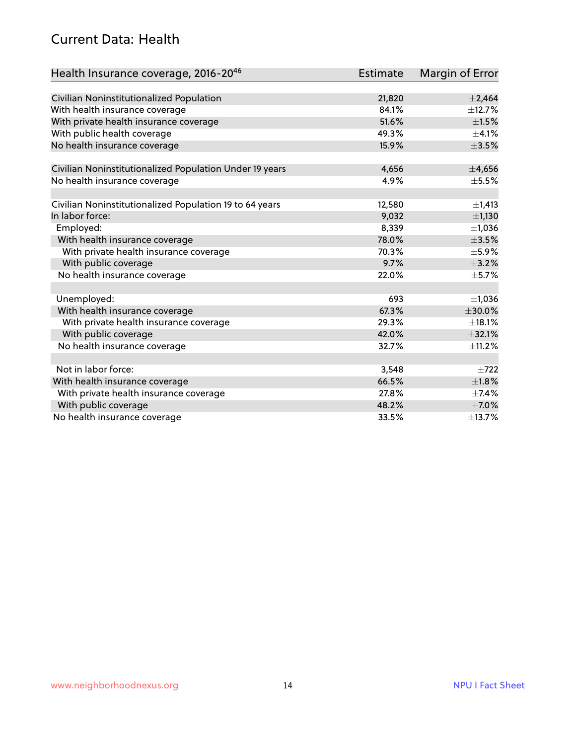## Current Data: Health

| Health Insurance coverage, 2016-20[46] | Estimate | Margin of Error |
|---|---|---|
| Civilian Noninstitutionalized Population | 21,820 | ±2,464 |
| With health insurance coverage | 84.1% | ±12.7% |
| With private health insurance coverage | 51.6% | ±1.5% |
| With public health coverage | 49.3% | ±4.1% |
| No health insurance coverage | 15.9% | ±3.5% |
| | | |
| Civilian Noninstitutionalized Population Under 19 years | 4,656 | ±4,656 |
| No health insurance coverage | 4.9% | ±5.5% |
| | | |
| Civilian Noninstitutionalized Population 19 to 64 years | 12,580 | ±1,413 |
| In labor force: | 9,032 | ±1,130 |
| Employed: | 8,339 | ±1,036 |
| With health insurance coverage | 78.0% | ±3.5% |
| With private health insurance coverage | 70.3% | ±5.9% |
| With public coverage | 9.7% | ±3.2% |
| No health insurance coverage | 22.0% | ±5.7% |
| | | |
| Unemployed: | 693 | ±1,036 |
| With health insurance coverage | 67.3% | ±30.0% |
| With private health insurance coverage | 29.3% | ±18.1% |
| With public coverage | 42.0% | ±32.1% |
| No health insurance coverage | 32.7% | ±11.2% |
| | | |
| Not in labor force: | 3,548 | ±722 |
| With health insurance coverage | 66.5% | ±1.8% |
| With private health insurance coverage | 27.8% | ±7.4% |
| With public coverage | 48.2% | ±7.0% |
| No health insurance coverage | 33.5% | ±13.7% |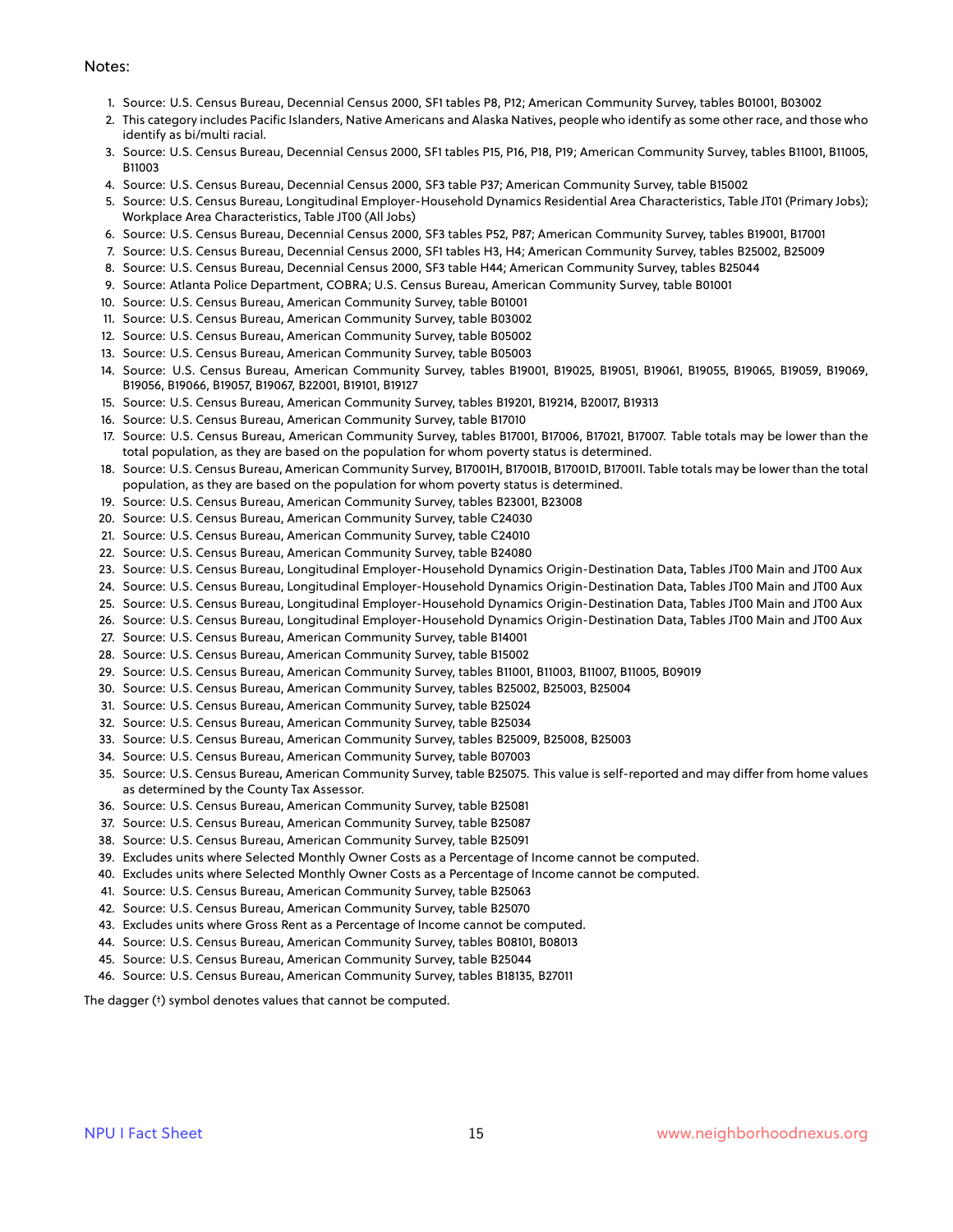Notes:

1. Source: U.S. Census Bureau, Decennial Census 2000, SF1 tables P8, P12; American Community Survey, tables B01001, B03002
2. This category includes Pacific Islanders, Native Americans and Alaska Natives, people who identify as some other race, and those who identify as bi/multi racial.
3. Source: U.S. Census Bureau, Decennial Census 2000, SF1 tables P15, P16, P18, P19; American Community Survey, tables B11001, B11005, B11003
4. Source: U.S. Census Bureau, Decennial Census 2000, SF3 table P37; American Community Survey, table B15002
5. Source: U.S. Census Bureau, Longitudinal Employer-Household Dynamics Residential Area Characteristics, Table JT01 (Primary Jobs); Workplace Area Characteristics, Table JT00 (All Jobs)
6. Source: U.S. Census Bureau, Decennial Census 2000, SF3 tables P52, P87; American Community Survey, tables B19001, B17001
7. Source: U.S. Census Bureau, Decennial Census 2000, SF1 tables H3, H4; American Community Survey, tables B25002, B25009
8. Source: U.S. Census Bureau, Decennial Census 2000, SF3 table H44; American Community Survey, tables B25044
9. Source: Atlanta Police Department, COBRA; U.S. Census Bureau, American Community Survey, table B01001
10. Source: U.S. Census Bureau, American Community Survey, table B01001
11. Source: U.S. Census Bureau, American Community Survey, table B03002
12. Source: U.S. Census Bureau, American Community Survey, table B05002
13. Source: U.S. Census Bureau, American Community Survey, table B05003
14. Source: U.S. Census Bureau, American Community Survey, tables B19001, B19025, B19051, B19061, B19055, B19065, B19059, B19069, B19056, B19066, B19057, B19067, B22001, B19101, B19127
15. Source: U.S. Census Bureau, American Community Survey, tables B19201, B19214, B20017, B19313
16. Source: U.S. Census Bureau, American Community Survey, table B17010
17. Source: U.S. Census Bureau, American Community Survey, tables B17001, B17006, B17021, B17007. Table totals may be lower than the total population, as they are based on the population for whom poverty status is determined.
18. Source: U.S. Census Bureau, American Community Survey, B17001H, B17001B, B17001D, B17001I. Table totals may be lower than the total population, as they are based on the population for whom poverty status is determined.
19. Source: U.S. Census Bureau, American Community Survey, tables B23001, B23008
20. Source: U.S. Census Bureau, American Community Survey, table C24030
21. Source: U.S. Census Bureau, American Community Survey, table C24010
22. Source: U.S. Census Bureau, American Community Survey, table B24080
23. Source: U.S. Census Bureau, Longitudinal Employer-Household Dynamics Origin-Destination Data, Tables JT00 Main and JT00 Aux
24. Source: U.S. Census Bureau, Longitudinal Employer-Household Dynamics Origin-Destination Data, Tables JT00 Main and JT00 Aux
25. Source: U.S. Census Bureau, Longitudinal Employer-Household Dynamics Origin-Destination Data, Tables JT00 Main and JT00 Aux
26. Source: U.S. Census Bureau, Longitudinal Employer-Household Dynamics Origin-Destination Data, Tables JT00 Main and JT00 Aux
27. Source: U.S. Census Bureau, American Community Survey, table B14001
28. Source: U.S. Census Bureau, American Community Survey, table B15002
29. Source: U.S. Census Bureau, American Community Survey, tables B11001, B11003, B11007, B11005, B09019
30. Source: U.S. Census Bureau, American Community Survey, tables B25002, B25003, B25004
31. Source: U.S. Census Bureau, American Community Survey, table B25024
32. Source: U.S. Census Bureau, American Community Survey, table B25034
33. Source: U.S. Census Bureau, American Community Survey, tables B25009, B25008, B25003
34. Source: U.S. Census Bureau, American Community Survey, table B07003
35. Source: U.S. Census Bureau, American Community Survey, table B25075. This value is self-reported and may differ from home values as determined by the County Tax Assessor.
36. Source: U.S. Census Bureau, American Community Survey, table B25081
37. Source: U.S. Census Bureau, American Community Survey, table B25087
38. Source: U.S. Census Bureau, American Community Survey, table B25091
39. Excludes units where Selected Monthly Owner Costs as a Percentage of Income cannot be computed.
40. Excludes units where Selected Monthly Owner Costs as a Percentage of Income cannot be computed.
41. Source: U.S. Census Bureau, American Community Survey, table B25063
42. Source: U.S. Census Bureau, American Community Survey, table B25070
43. Excludes units where Gross Rent as a Percentage of Income cannot be computed.
44. Source: U.S. Census Bureau, American Community Survey, tables B08101, B08013
45. Source: U.S. Census Bureau, American Community Survey, table B25044
46. Source: U.S. Census Bureau, American Community Survey, tables B18135, B27011

The dagger (†) symbol denotes values that cannot be computed.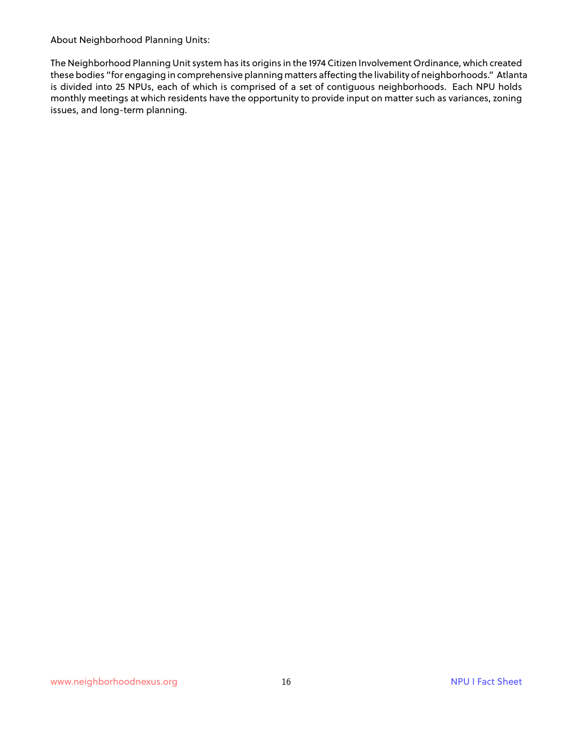About Neighborhood Planning Units:

The Neighborhood Planning Unit system has its origins in the 1974 Citizen Involvement Ordinance, which created these bodies "for engaging in comprehensive planning matters affecting the livability of neighborhoods." Atlanta is divided into 25 NPUs, each of which is comprised of a set of contiguous neighborhoods. Each NPU holds monthly meetings at which residents have the opportunity to provide input on matter such as variances, zoning issues, and long-term planning.